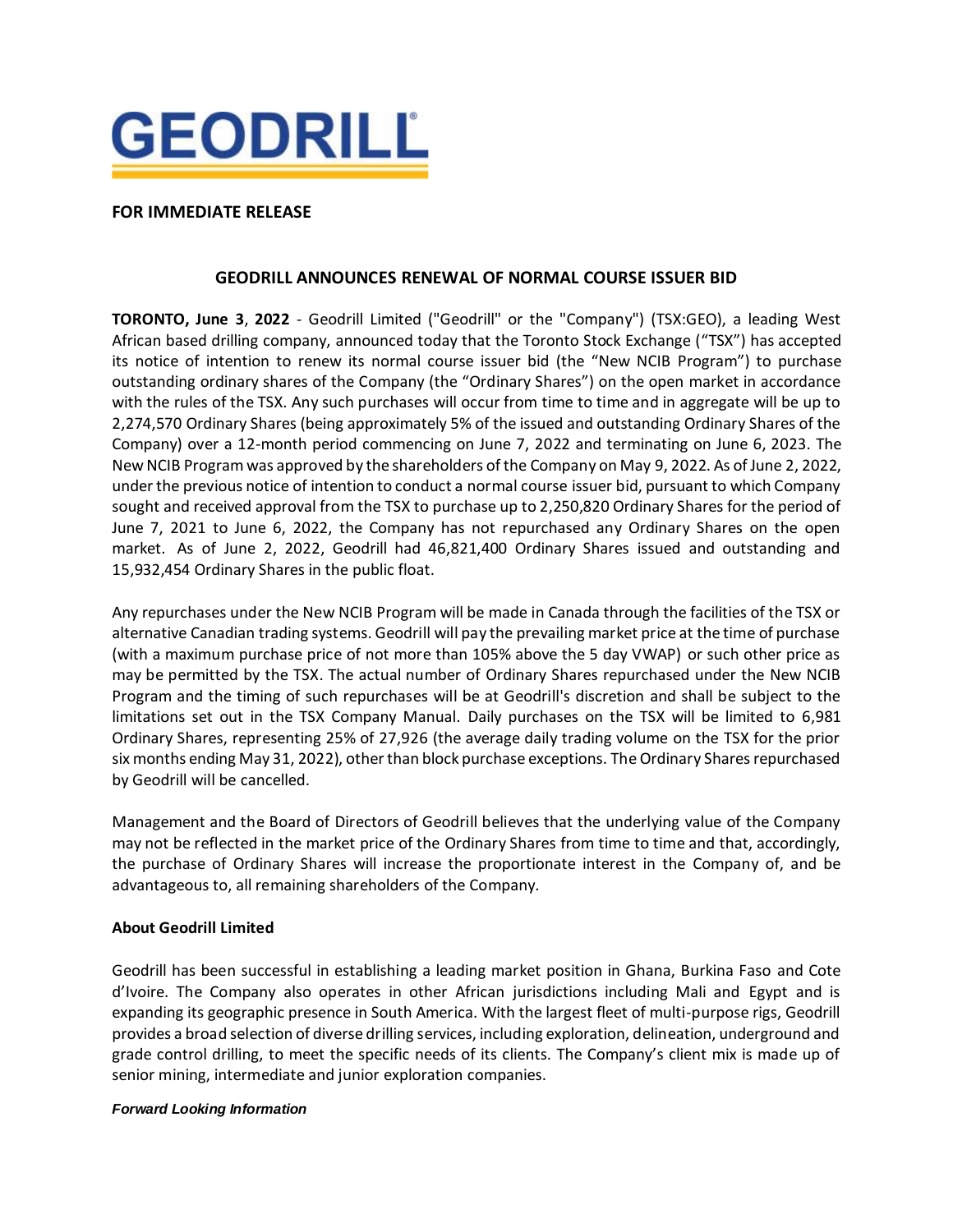# GEODRILL

**FOR IMMEDIATE RELEASE**

## GEODRILL ANNOUNCES RENEWAL OF NORMAL COURSE ISSUER BID

**TORONTO, June 3**, **2022** - Geodrill Limited ("Geodrill" or the "Company") (TSX:GEO), a leading West African based drilling company, announced today that the Toronto Stock Exchange ("TSX") has accepted its notice of intention to renew its normal course issuer bid (the "New NCIB Program") to purchase outstanding ordinary shares of the Company (the "Ordinary Shares") on the open market in accordance with the rules of the TSX. Any such purchases will occur from time to time and in aggregate will be up to 2,274,570 Ordinary Shares (being approximately 5% of the issued and outstanding Ordinary Shares of the Company) over a 12-month period commencing on June 7, 2022 and terminating on June 6, 2023. The New NCIB Program was approved by the shareholders of the Company on May 9, 2022. As of June 2, 2022, under the previous notice of intention to conduct a normal course issuer bid, pursuant to which Company sought and received approval from the TSX to purchase up to 2,250,820 Ordinary Shares for the period of June 7, 2021 to June 6, 2022, the Company has not repurchased any Ordinary Shares on the open market. As of June 2, 2022, Geodrill had 46,821,400 Ordinary Shares issued and outstanding and 15,932,454 Ordinary Shares in the public float.

Any repurchases under the New NCIB Program will be made in Canada through the facilities of the TSX or alternative Canadian trading systems. Geodrill will pay the prevailing market price at the time of purchase (with a maximum purchase price of not more than 105% above the 5 day VWAP) or such other price as may be permitted by the TSX. The actual number of Ordinary Shares repurchased under the New NCIB Program and the timing of such repurchases will be at Geodrill's discretion and shall be subject to the limitations set out in the TSX Company Manual. Daily purchases on the TSX will be limited to 6,981 Ordinary Shares, representing 25% of 27,926 (the average daily trading volume on the TSX for the prior six months ending May 31, 2022), other than block purchase exceptions. The Ordinary Shares repurchased by Geodrill will be cancelled.

Management and the Board of Directors of Geodrill believes that the underlying value of the Company may not be reflected in the market price of the Ordinary Shares from time to time and that, accordingly, the purchase of Ordinary Shares will increase the proportionate interest in the Company of, and be advantageous to, all remaining shareholders of the Company.

**About Geodrill Limited**

Geodrill has been successful in establishing a leading market position in Ghana, Burkina Faso and Cote d'Ivoire. The Company also operates in other African jurisdictions including Mali and Egypt and is expanding its geographic presence in South America. With the largest fleet of multi-purpose rigs, Geodrill provides a broad selection of diverse drilling services, including exploration, delineation, underground and grade control drilling, to meet the specific needs of its clients. The Company's client mix is made up of senior mining, intermediate and junior exploration companies.

***Forward Looking Information***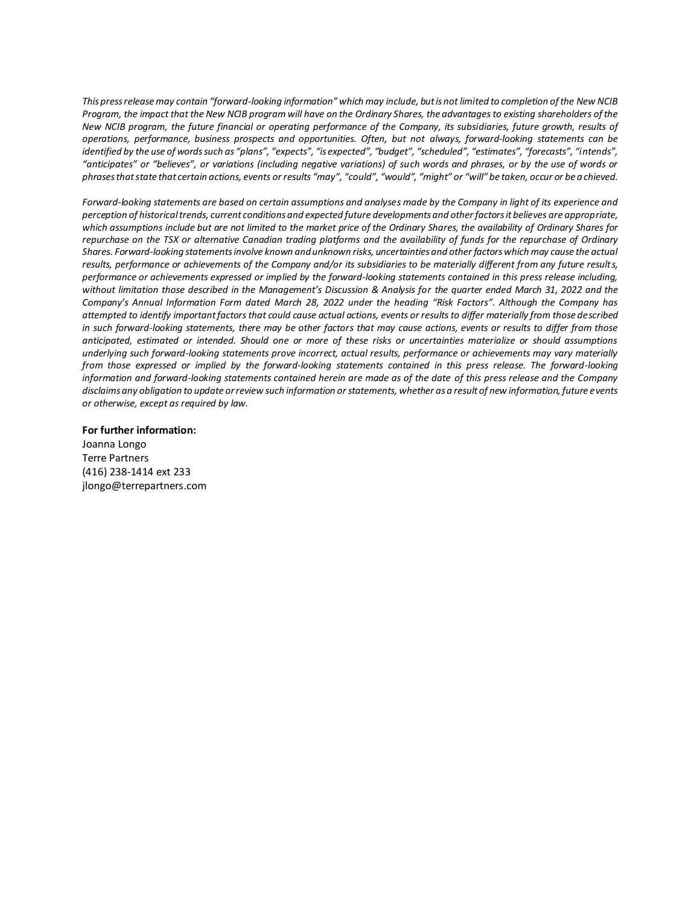*This press release may contain "forward-looking information" which may include, but is not limited to completion of the New NCIB Program, the impact that the New NCIB program will have on the Ordinary Shares, the advantages to existing shareholders of the New NCIB program, the future financial or operating performance of the Company, its subsidiaries, future growth, results of operations, performance, business prospects and opportunities. Often, but not always, forward-looking statements can be identified by the use of words such as "plans", "expects", "is expected", "budget", "scheduled", "estimates", "forecasts", "intends", "anticipates" or "believes", or variations (including negative variations) of such words and phrases, or by the use of words or phrases that state that certain actions, events or results "may", "could", "would", "might" or "will" be taken, occur or be achieved.*

*Forward-looking statements are based on certain assumptions and analyses made by the Company in light of its experience and perception of historical trends, current conditions and expected future developments and other factors it believes are appropriate, which assumptions include but are not limited to the market price of the Ordinary Shares, the availability of Ordinary Shares for repurchase on the TSX or alternative Canadian trading platforms and the availability of funds for the repurchase of Ordinary Shares. Forward-looking statements involve known and unknown risks, uncertainties and other factors which may cause the actual results, performance or achievements of the Company and/or its subsidiaries to be materially different from any future results, performance or achievements expressed or implied by the forward-looking statements contained in this press release including, without limitation those described in the Management's Discussion & Analysis for the quarter ended March 31, 2022 and the Company's Annual Information Form dated March 28, 2022 under the heading "Risk Factors". Although the Company has attempted to identify important factors that could cause actual actions, events or results to differ materially from those described in such forward-looking statements, there may be other factors that may cause actions, events or results to differ from those anticipated, estimated or intended. Should one or more of these risks or uncertainties materialize or should assumptions underlying such forward-looking statements prove incorrect, actual results, performance or achievements may vary materially from those expressed or implied by the forward-looking statements contained in this press release. The forward-looking information and forward-looking statements contained herein are made as of the date of this press release and the Company disclaims any obligation to update or review such information or statements, whether as a result of new information, future events or otherwise, except as required by law.*

**For further information:**
Joanna Longo
Terre Partners
(416) 238-1414 ext 233
jlongo@terrepartners.com